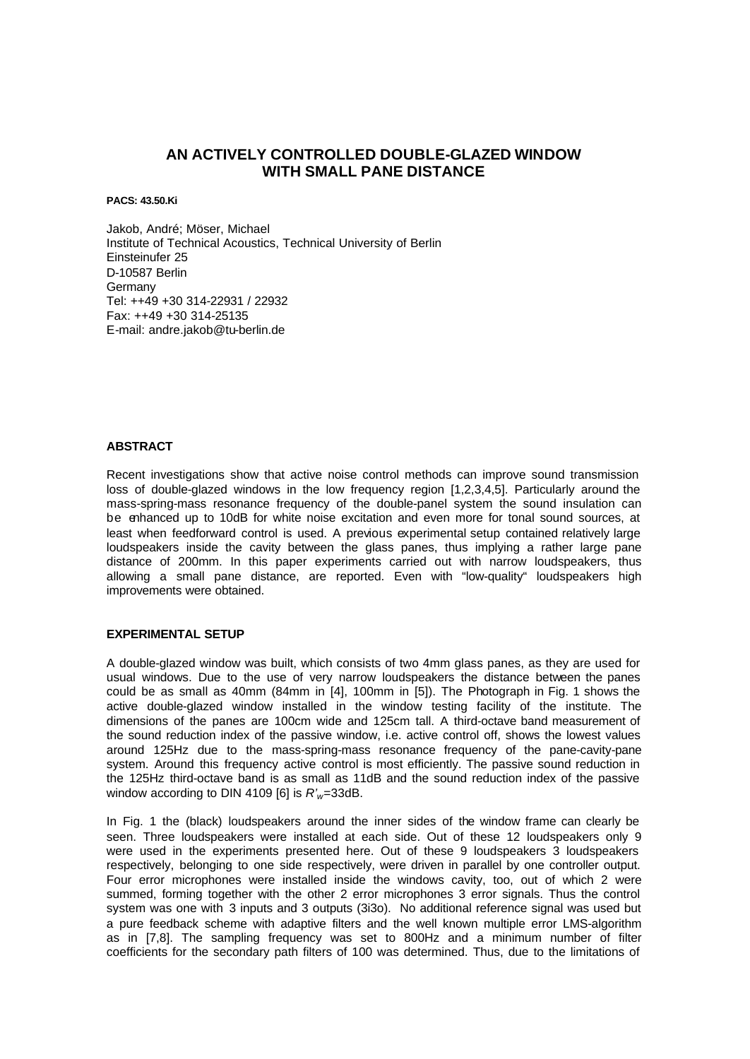# AN ACTIVELY CONTROLLED DOUBLE-GLAZED WINDOW WITH SMALL PANE DISTANCE

**PACS: 43.50.Ki**

Jakob, André; Möser, Michael
Institute of Technical Acoustics, Technical University of Berlin
Einsteinufer 25
D-10587 Berlin
Germany
Tel: ++49 +30 314-22931 / 22932
Fax: ++49 +30 314-25135
E-mail: andre.jakob@tu-berlin.de

## ABSTRACT

Recent investigations show that active noise control methods can improve sound transmission loss of double-glazed windows in the low frequency region [1,2,3,4,5]. Particularly around the mass-spring-mass resonance frequency of the double-panel system the sound insulation can be enhanced up to 10dB for white noise excitation and even more for tonal sound sources, at least when feedforward control is used. A previous experimental setup contained relatively large loudspeakers inside the cavity between the glass panes, thus implying a rather large pane distance of 200mm. In this paper experiments carried out with narrow loudspeakers, thus allowing a small pane distance, are reported. Even with "low-quality" loudspeakers high improvements were obtained.

## EXPERIMENTAL SETUP

A double-glazed window was built, which consists of two 4mm glass panes, as they are used for usual windows. Due to the use of very narrow loudspeakers the distance between the panes could be as small as 40mm (84mm in [4], 100mm in [5]). The Photograph in Fig. 1 shows the active double-glazed window installed in the window testing facility of the institute. The dimensions of the panes are 100cm wide and 125cm tall. A third-octave band measurement of the sound reduction index of the passive window, i.e. active control off, shows the lowest values around 125Hz due to the mass-spring-mass resonance frequency of the pane-cavity-pane system. Around this frequency active control is most efficiently. The passive sound reduction in the 125Hz third-octave band is as small as 11dB and the sound reduction index of the passive window according to DIN 4109 [6] is $R'_w$=33dB.

In Fig. 1 the (black) loudspeakers around the inner sides of the window frame can clearly be seen. Three loudspeakers were installed at each side. Out of these 12 loudspeakers only 9 were used in the experiments presented here. Out of these 9 loudspeakers 3 loudspeakers respectively, belonging to one side respectively, were driven in parallel by one controller output. Four error microphones were installed inside the windows cavity, too, out of which 2 were summed, forming together with the other 2 error microphones 3 error signals. Thus the control system was one with 3 inputs and 3 outputs (3i3o). No additional reference signal was used but a pure feedback scheme with adaptive filters and the well known multiple error LMS-algorithm as in [7,8]. The sampling frequency was set to 800Hz and a minimum number of filter coefficients for the secondary path filters of 100 was determined. Thus, due to the limitations of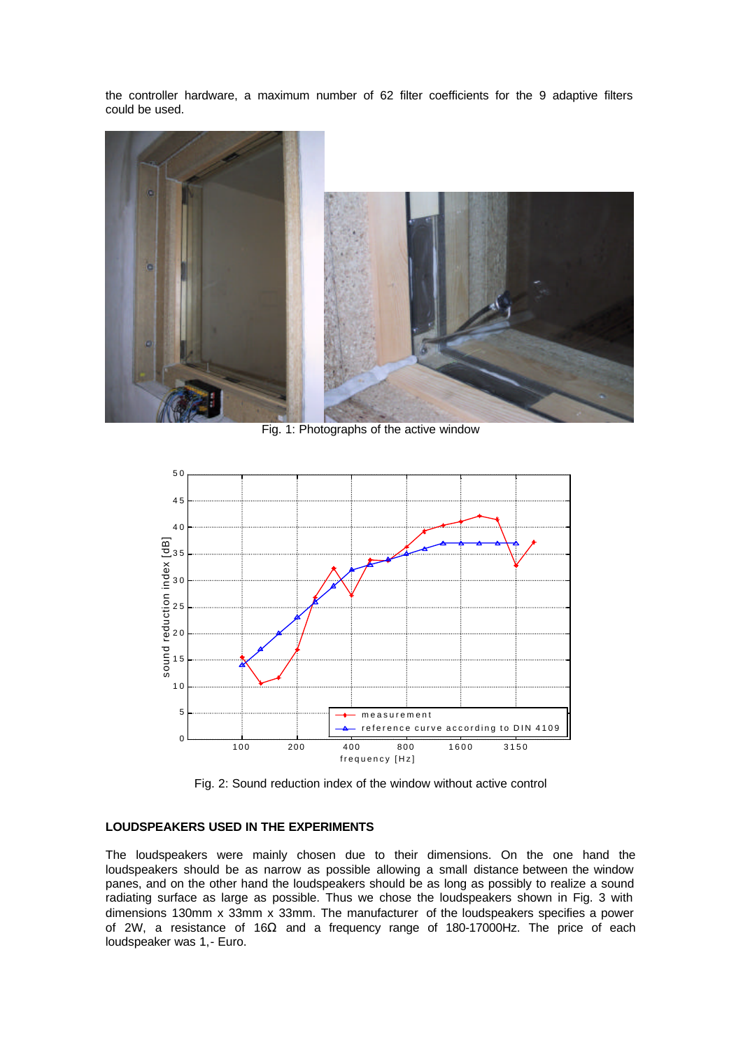the controller hardware, a maximum number of 62 filter coefficients for the 9 adaptive filters could be used.

Fig. 1: Photographs of the active window

Fig. 2: Sound reduction index of the window without active control

## LOUDSPEAKERS USED IN THE EXPERIMENTS

The loudspeakers were mainly chosen due to their dimensions. On the one hand the loudspeakers should be as narrow as possible allowing a small distance between the window panes, and on the other hand the loudspeakers should be as long as possibly to realize a sound radiating surface as large as possible. Thus we chose the loudspeakers shown in Fig. 3 with dimensions 130mm x 33mm x 33mm. The manufacturer of the loudspeakers specifies a power of 2W, a resistance of 16Ω and a frequency range of 180-17000Hz. The price of each loudspeaker was 1,- Euro.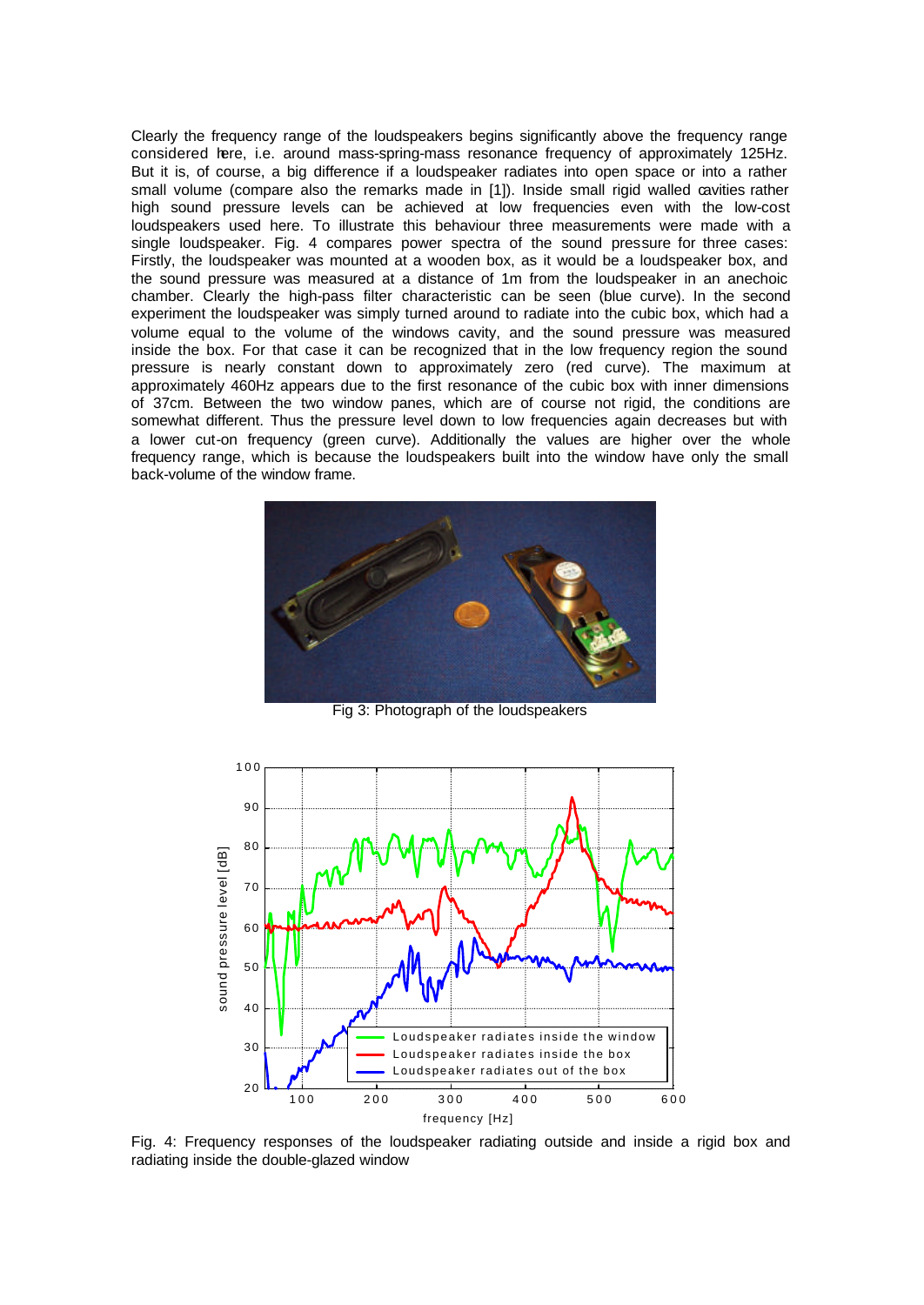Clearly the frequency range of the loudspeakers begins significantly above the frequency range considered here, i.e. around mass-spring-mass resonance frequency of approximately 125Hz. But it is, of course, a big difference if a loudspeaker radiates into open space or into a rather small volume (compare also the remarks made in [1]). Inside small rigid walled cavities rather high sound pressure levels can be achieved at low frequencies even with the low-cost loudspeakers used here. To illustrate this behaviour three measurements were made with a single loudspeaker. Fig. 4 compares power spectra of the sound pressure for three cases: Firstly, the loudspeaker was mounted at a wooden box, as it would be a loudspeaker box, and the sound pressure was measured at a distance of 1m from the loudspeaker in an anechoic chamber. Clearly the high-pass filter characteristic can be seen (blue curve). In the second experiment the loudspeaker was simply turned around to radiate into the cubic box, which had a volume equal to the volume of the windows cavity, and the sound pressure was measured inside the box. For that case it can be recognized that in the low frequency region the sound pressure is nearly constant down to approximately zero (red curve). The maximum at approximately 460Hz appears due to the first resonance of the cubic box with inner dimensions of 37cm. Between the two window panes, which are of course not rigid, the conditions are somewhat different. Thus the pressure level down to low frequencies again decreases but with a lower cut-on frequency (green curve). Additionally the values are higher over the whole frequency range, which is because the loudspeakers built into the window have only the small back-volume of the window frame.

Fig 3: Photograph of the loudspeakers

Fig. 4: Frequency responses of the loudspeaker radiating outside and inside a rigid box and radiating inside the double-glazed window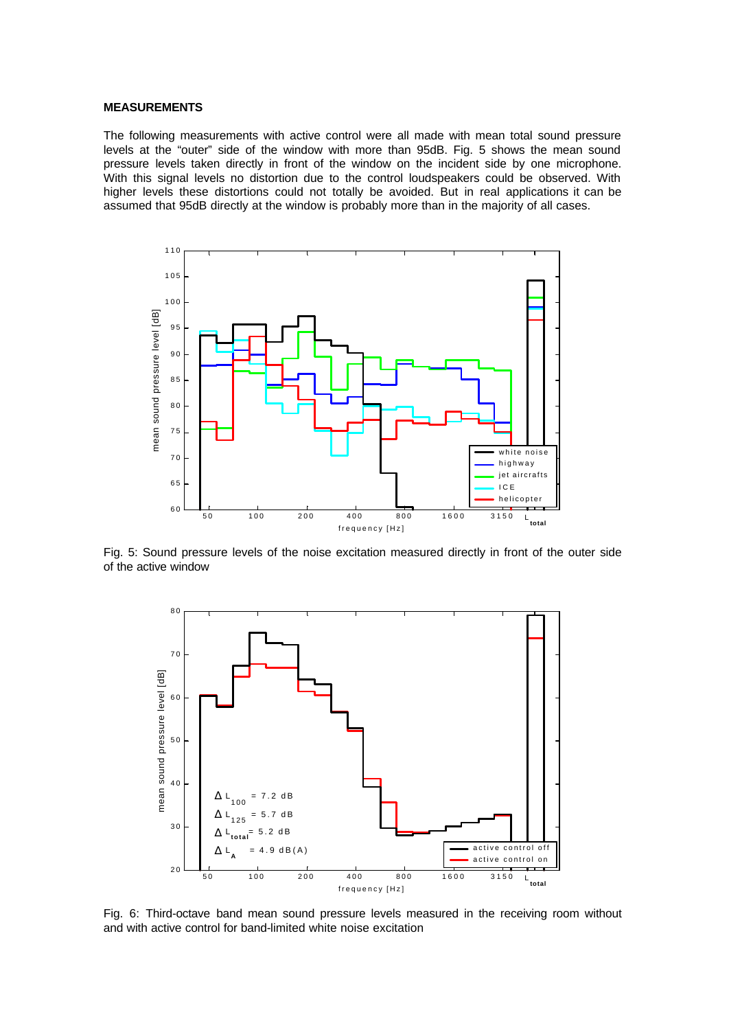**MEASUREMENTS**

The following measurements with active control were all made with mean total sound pressure levels at the "outer" side of the window with more than 95dB. Fig. 5 shows the mean sound pressure levels taken directly in front of the window on the incident side by one microphone. With this signal levels no distortion due to the control loudspeakers could be observed. With higher levels these distortions could not totally be avoided. But in real applications it can be assumed that 95dB directly at the window is probably more than in the majority of all cases.

Fig. 5: Sound pressure levels of the noise excitation measured directly in front of the outer side of the active window

Fig. 6: Third-octave band mean sound pressure levels measured in the receiving room without and with active control for band-limited white noise excitation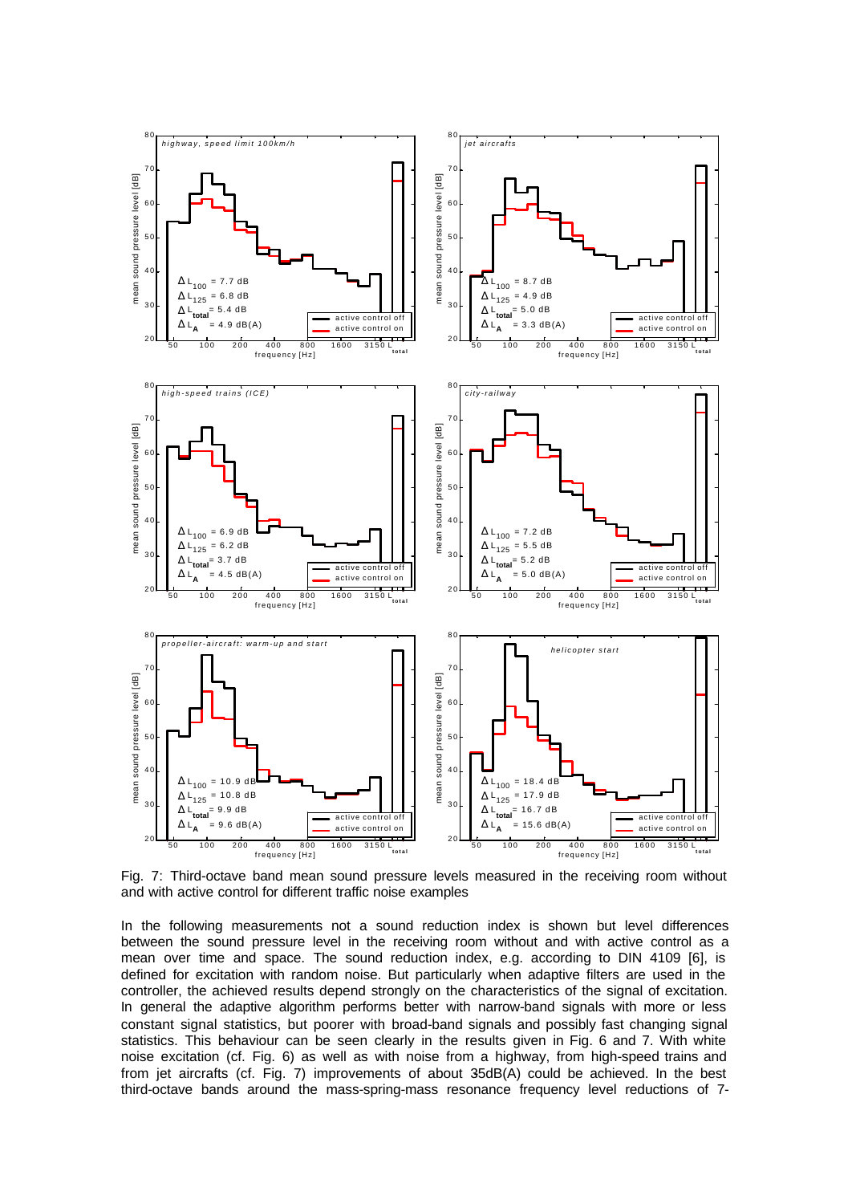Fig. 7: Third-octave band mean sound pressure levels measured in the receiving room without and with active control for different traffic noise examples

In the following measurements not a sound reduction index is shown but level differences between the sound pressure level in the receiving room without and with active control as a mean over time and space. The sound reduction index, e.g. according to DIN 4109 [6], is defined for excitation with random noise. But particularly when adaptive filters are used in the controller, the achieved results depend strongly on the characteristics of the signal of excitation. In general the adaptive algorithm performs better with narrow-band signals with more or less constant signal statistics, but poorer with broad-band signals and possibly fast changing signal statistics. This behaviour can be seen clearly in the results given in Fig. 6 and 7. With white noise excitation (cf. Fig. 6) as well as with noise from a highway, from high-speed trains and from jet aircrafts (cf. Fig. 7) improvements of about 35dB(A) could be achieved. In the best third-octave bands around the mass-spring-mass resonance frequency level reductions of 7-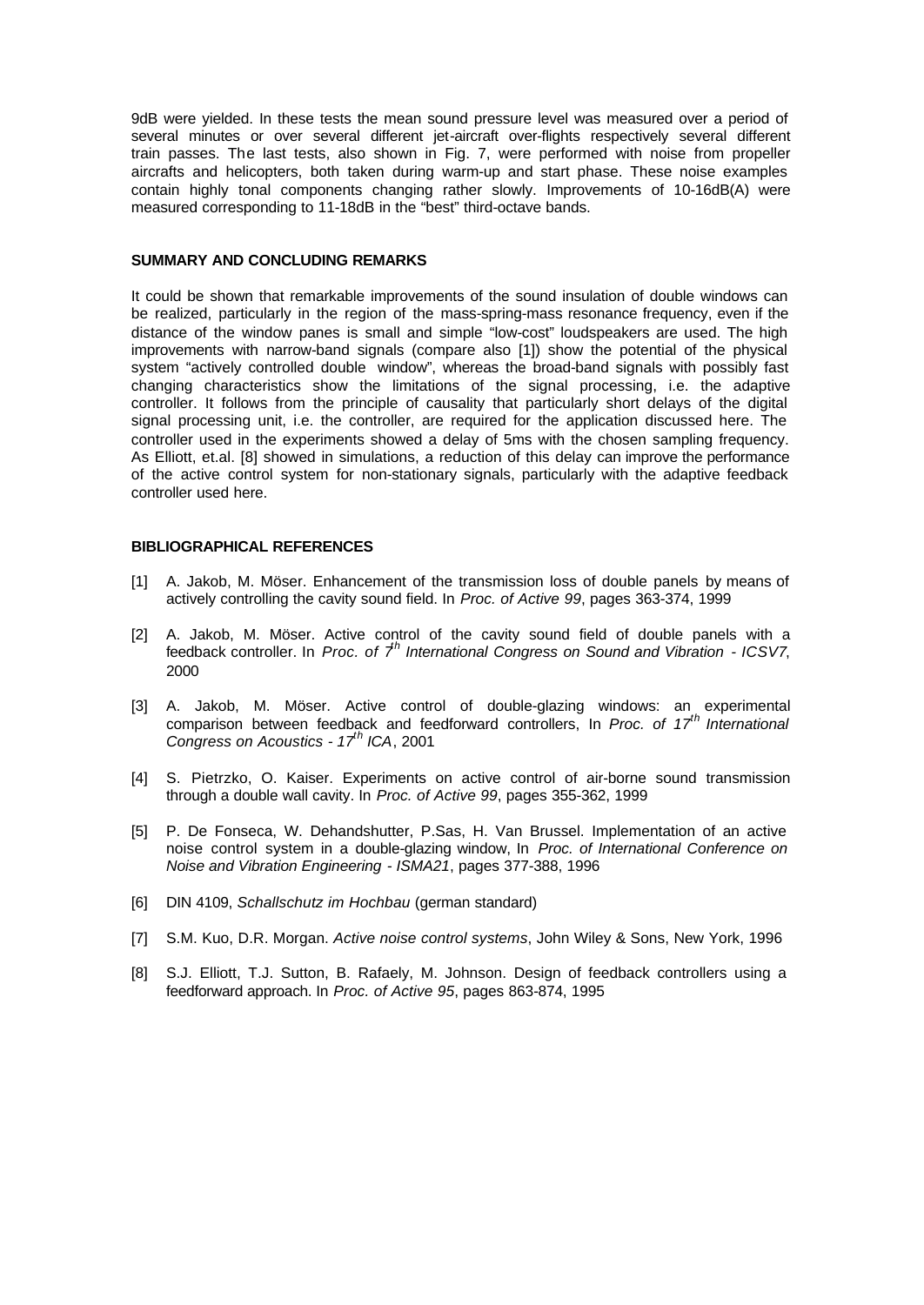9dB were yielded. In these tests the mean sound pressure level was measured over a period of several minutes or over several different jet-aircraft over-flights respectively several different train passes. The last tests, also shown in Fig. 7, were performed with noise from propeller aircrafts and helicopters, both taken during warm-up and start phase. These noise examples contain highly tonal components changing rather slowly. Improvements of 10-16dB(A) were measured corresponding to 11-18dB in the "best" third-octave bands.

## SUMMARY AND CONCLUDING REMARKS

It could be shown that remarkable improvements of the sound insulation of double windows can be realized, particularly in the region of the mass-spring-mass resonance frequency, even if the distance of the window panes is small and simple "low-cost" loudspeakers are used. The high improvements with narrow-band signals (compare also [1]) show the potential of the physical system "actively controlled double window", whereas the broad-band signals with possibly fast changing characteristics show the limitations of the signal processing, i.e. the adaptive controller. It follows from the principle of causality that particularly short delays of the digital signal processing unit, i.e. the controller, are required for the application discussed here. The controller used in the experiments showed a delay of 5ms with the chosen sampling frequency. As Elliott, et.al. [8] showed in simulations, a reduction of this delay can improve the performance of the active control system for non-stationary signals, particularly with the adaptive feedback controller used here.

## BIBLIOGRAPHICAL REFERENCES

[1] A. Jakob, M. Möser. Enhancement of the transmission loss of double panels by means of actively controlling the cavity sound field. In *Proc. of Active 99*, pages 363-374, 1999

[2] A. Jakob, M. Möser. Active control of the cavity sound field of double panels with a feedback controller. In *Proc. of 7th International Congress on Sound and Vibration - ICSV7*, 2000

[3] A. Jakob, M. Möser. Active control of double-glazing windows: an experimental comparison between feedback and feedforward controllers, In *Proc. of 17th International Congress on Acoustics - 17th ICA*, 2001

[4] S. Pietrzko, O. Kaiser. Experiments on active control of air-borne sound transmission through a double wall cavity. In *Proc. of Active 99*, pages 355-362, 1999

[5] P. De Fonseca, W. Dehandshutter, P.Sas, H. Van Brussel. Implementation of an active noise control system in a double-glazing window, In *Proc. of International Conference on Noise and Vibration Engineering - ISMA21*, pages 377-388, 1996

[6] DIN 4109, *Schallschutz im Hochbau* (german standard)

[7] S.M. Kuo, D.R. Morgan. *Active noise control systems*, John Wiley & Sons, New York, 1996

[8] S.J. Elliott, T.J. Sutton, B. Rafaely, M. Johnson. Design of feedback controllers using a feedforward approach. In *Proc. of Active 95*, pages 863-874, 1995